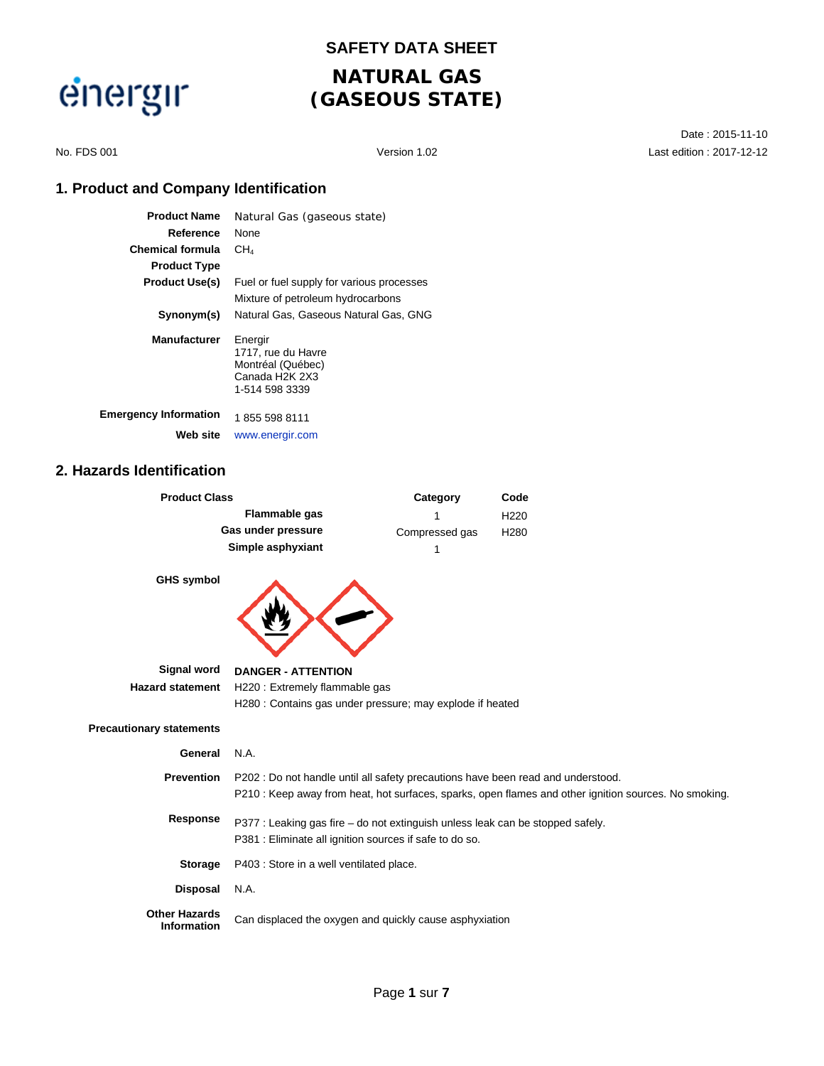# SAFETY DATA SHEET

# NATURAL GAS (GASEOUS STATE)

énergir

Date : 2015-11-10

No. FDS 001 | Version 1.02 | Last edition : 2017-12-12

## 1. Product and Company Identification

**Product Name** Natural Gas (gaseous state)

**Reference** None

**Chemical formula** $CH_4$

**Product Type**

**Product Use(s)** Fuel or fuel supply for various processes
Mixture of petroleum hydrocarbons

**Synonym(s)** Natural Gas, Gaseous Natural Gas, GNG

**Manufacturer** Energir
1717, rue du Havre
Montréal (Québec)
Canada H2K 2X3
1-514 598 3339

**Emergency Information** 1 855 598 8111

**Web site** www.energir.com

## 2. Hazards Identification

| Product Class | Category | Code |
|---|---|---|
| Flammable gas | 1 | H220 |
| Gas under pressure | Compressed gas | H280 |
| Simple asphyxiant | 1 | |

**GHS symbol**

**Signal word** DANGER - ATTENTION

**Hazard statement** H220 : Extremely flammable gas
H280 : Contains gas under pressure; may explode if heated

**Precautionary statements**

**General** N.A.

**Prevention** P202 : Do not handle until all safety precautions have been read and understood.
P210 : Keep away from heat, hot surfaces, sparks, open flames and other ignition sources. No smoking.

**Response** P377 : Leaking gas fire – do not extinguish unless leak can be stopped safely.
P381 : Eliminate all ignition sources if safe to do so.

**Storage** P403 : Store in a well ventilated place.

**Disposal** N.A.

**Other Hazards Information** Can displaced the oxygen and quickly cause asphyxiation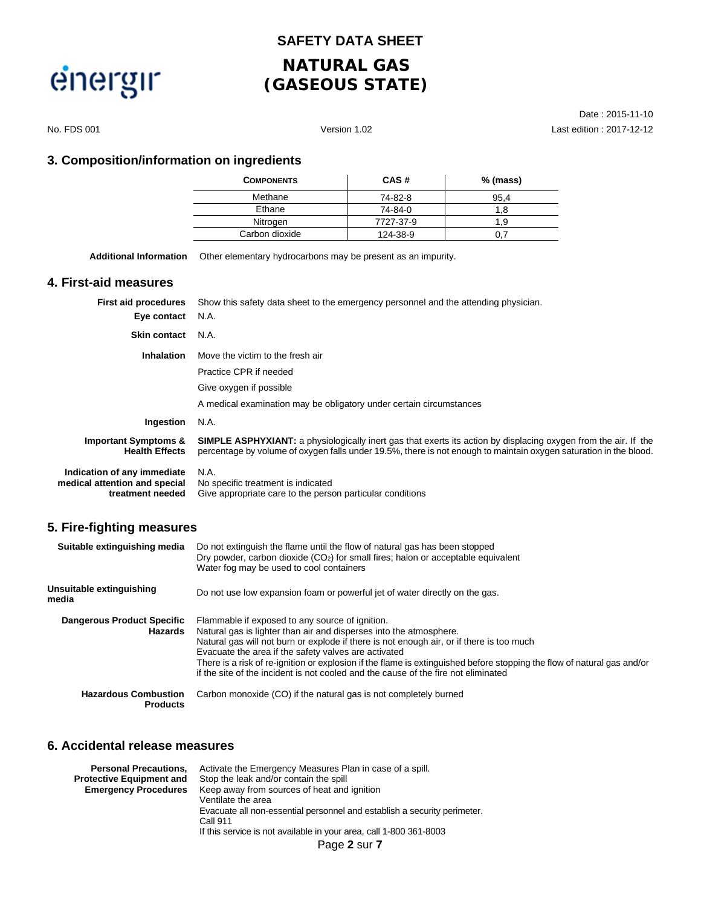## 3. Composition/information on ingredients

| COMPONENTS | CAS # | % (mass) |
|---|---|---|
| Methane | 74-82-8 | 95,4 |
| Ethane | 74-84-0 | 1,8 |
| Nitrogen | 7727-37-9 | 1,9 |
| Carbon dioxide | 124-38-9 | 0,7 |

**Additional Information** Other elementary hydrocarbons may be present as an impurity.

## 4. First-aid measures

**First aid procedures** Show this safety data sheet to the emergency personnel and the attending physician.

**Eye contact** N.A.

**Skin contact** N.A.

**Inhalation** Move the victim to the fresh air

Practice CPR if needed

Give oxygen if possible

A medical examination may be obligatory under certain circumstances

**Ingestion** N.A.

**Important Symptoms & Health Effects** **SIMPLE ASPHYXIANT:** a physiologically inert gas that exerts its action by displacing oxygen from the air. If the percentage by volume of oxygen falls under 19.5%, there is not enough to maintain oxygen saturation in the blood.

**Indication of any immediate medical attention and special treatment needed** N.A.
No specific treatment is indicated
Give appropriate care to the person particular conditions

## 5. Fire-fighting measures

**Suitable extinguishing media** Do not extinguish the flame until the flow of natural gas has been stopped
Dry powder, carbon dioxide ($CO_2$) for small fires; halon or acceptable equivalent
Water fog may be used to cool containers

**Unsuitable extinguishing media** Do not use low expansion foam or powerful jet of water directly on the gas.

**Dangerous Product Specific Hazards** Flammable if exposed to any source of ignition.
Natural gas is lighter than air and disperses into the atmosphere.
Natural gas will not burn or explode if there is not enough air, or if there is too much
Evacuate the area if the safety valves are activated
There is a risk of re-ignition or explosion if the flame is extinguished before stopping the flow of natural gas and/or if the site of the incident is not cooled and the cause of the fire not eliminated

**Hazardous Combustion Products** Carbon monoxide (CO) if the natural gas is not completely burned

## 6. Accidental release measures

**Personal Precautions, Protective Equipment and Emergency Procedures** Activate the Emergency Measures Plan in case of a spill.
Stop the leak and/or contain the spill
Keep away from sources of heat and ignition
Ventilate the area
Evacuate all non-essential personnel and establish a security perimeter.
Call 911
If this service is not available in your area, call 1-800 361-8003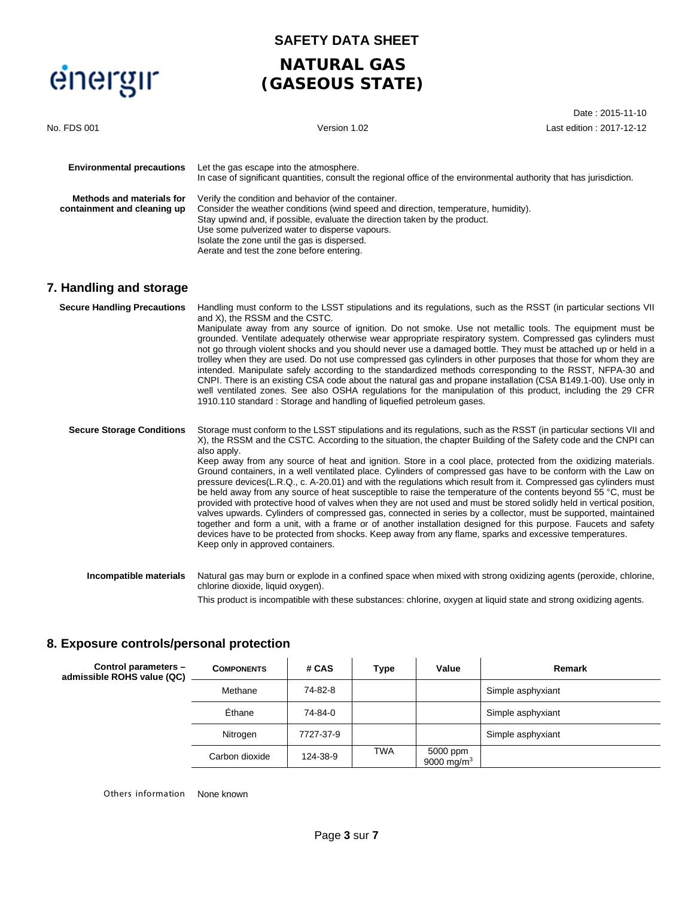**Environmental precautions**

Let the gas escape into the atmosphere.
In case of significant quantities, consult the regional office of the environmental authority that has jurisdiction.

**Methods and materials for containment and cleaning up**

Verify the condition and behavior of the container.
Consider the weather conditions (wind speed and direction, temperature, humidity).
Stay upwind and, if possible, evaluate the direction taken by the product.
Use some pulverized water to disperse vapours.
Isolate the zone until the gas is dispersed.
Aerate and test the zone before entering.

## 7. Handling and storage

**Secure Handling Precautions**

Handling must conform to the LSST stipulations and its regulations, such as the RSST (in particular sections VII and X), the RSSM and the CSTC.
Manipulate away from any source of ignition. Do not smoke. Use not metallic tools. The equipment must be grounded. Ventilate adequately otherwise wear appropriate respiratory system. Compressed gas cylinders must not go through violent shocks and you should never use a damaged bottle. They must be attached up or held in a trolley when they are used. Do not use compressed gas cylinders in other purposes that those for whom they are intended. Manipulate safely according to the standardized methods corresponding to the RSST, NFPA-30 and CNPI. There is an existing CSA code about the natural gas and propane installation (CSA B149.1-00). Use only in well ventilated zones. See also OSHA regulations for the manipulation of this product, including the 29 CFR 1910.110 standard : Storage and handling of liquefied petroleum gases.

**Secure Storage Conditions**

Storage must conform to the LSST stipulations and its regulations, such as the RSST (in particular sections VII and X), the RSSM and the CSTC. According to the situation, the chapter Building of the Safety code and the CNPI can also apply.
Keep away from any source of heat and ignition. Store in a cool place, protected from the oxidizing materials. Ground containers, in a well ventilated place. Cylinders of compressed gas have to be conform with the Law on pressure devices(L.R.Q., c. A-20.01) and with the regulations which result from it. Compressed gas cylinders must be held away from any source of heat susceptible to raise the temperature of the contents beyond 55 °C, must be provided with protective hood of valves when they are not used and must be stored solidly held in vertical position, valves upwards. Cylinders of compressed gas, connected in series by a collector, must be supported, maintained together and form a unit, with a frame or of another installation designed for this purpose. Faucets and safety devices have to be protected from shocks. Keep away from any flame, sparks and excessive temperatures.
Keep only in approved containers.

**Incompatible materials**

Natural gas may burn or explode in a confined space when mixed with strong oxidizing agents (peroxide, chlorine, chlorine dioxide, liquid oxygen).

This product is incompatible with these substances: chlorine, oxygen at liquid state and strong oxidizing agents.

## 8. Exposure controls/personal protection

**Control parameters – admissible ROHS value (QC)**

| COMPONENTS | # CAS | Type | Value | Remark |
|---|---|---|---|---|
| Methane | 74-82-8 | | | Simple asphyxiant |
| Éthane | 74-84-0 | | | Simple asphyxiant |
| Nitrogen | 7727-37-9 | | | Simple asphyxiant |
| Carbon dioxide | 124-38-9 | TWA | 5000 ppm<br>9000 mg/m$^3$ | |

Others information None known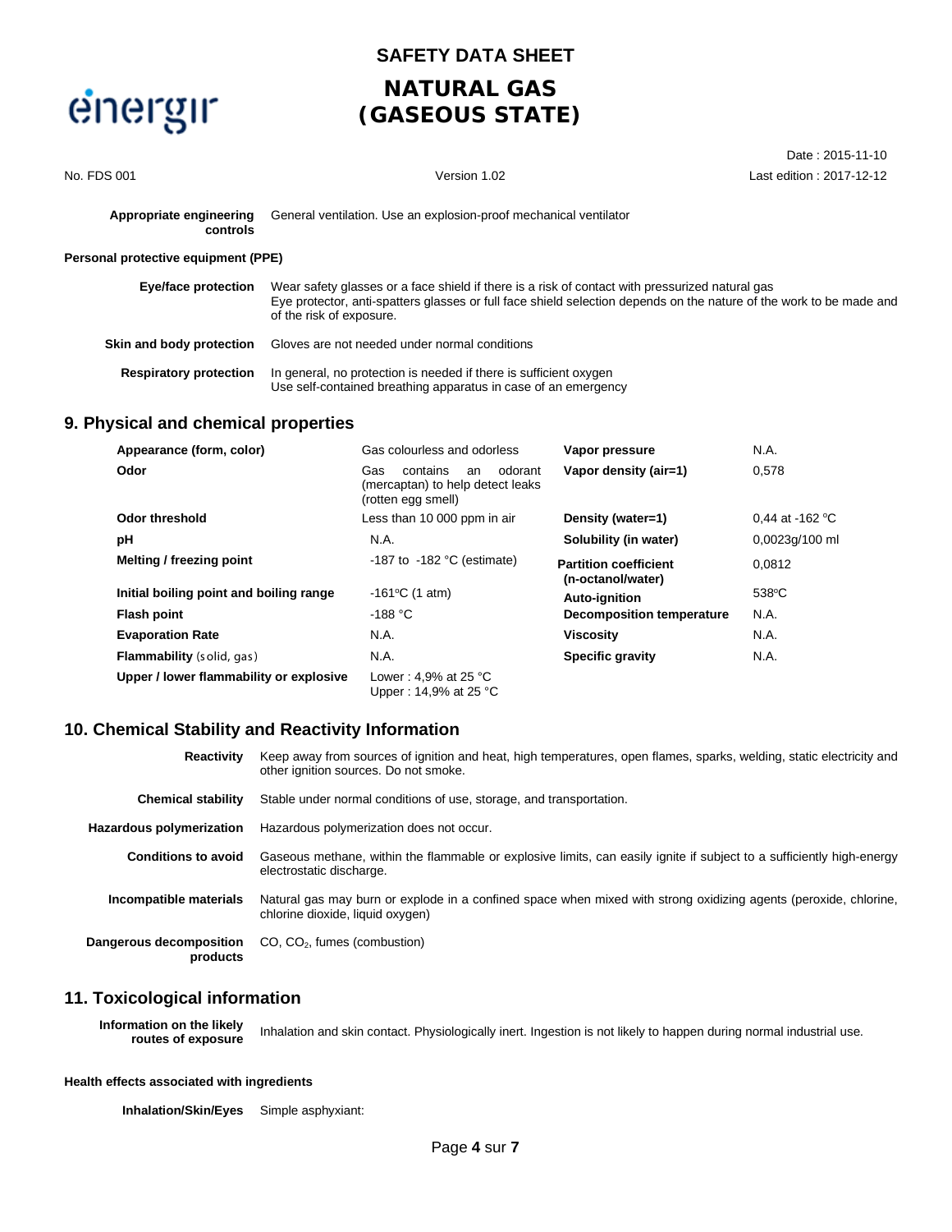**Appropriate engineering controls** General ventilation. Use an explosion-proof mechanical ventilator

**Personal protective equipment (PPE)**

**Eye/face protection** Wear safety glasses or a face shield if there is a risk of contact with pressurized natural gas
Eye protector, anti-spatters glasses or full face shield selection depends on the nature of the work to be made and of the risk of exposure.

**Skin and body protection** Gloves are not needed under normal conditions

**Respiratory protection** In general, no protection is needed if there is sufficient oxygen
Use self-contained breathing apparatus in case of an emergency

## 9. Physical and chemical properties

| | | | |
|---|---|---|---|
| **Appearance (form, color)** | Gas colourless and odorless | **Vapor pressure** | N.A. |
| **Odor** | Gas contains an odorant (mercaptan) to help detect leaks (rotten egg smell) | **Vapor density (air=1)** | 0,578 |
| **Odor threshold** | Less than 10 000 ppm in air | **Density (water=1)** | 0,44 at -162 °C |
| **pH** | N.A. | **Solubility (in water)** | 0,0023g/100 ml |
| **Melting / freezing point** | -187 to -182 °C (estimate) | **Partition coefficient (n-octanol/water)** | 0,0812 |
| **Initial boiling point and boiling range** | -161°C (1 atm) | **Auto-ignition** | 538°C |
| **Flash point** | -188 °C | **Decomposition temperature** | N.A. |
| **Evaporation Rate** | N.A. | **Viscosity** | N.A. |
| **Flammability** (solid, gas) | N.A. | **Specific gravity** | N.A. |
| **Upper / lower flammability or explosive** | Lower : 4,9% at 25 °C<br>Upper : 14,9% at 25 °C | | |

## 10. Chemical Stability and Reactivity Information

**Reactivity** Keep away from sources of ignition and heat, high temperatures, open flames, sparks, welding, static electricity and other ignition sources. Do not smoke.

**Chemical stability** Stable under normal conditions of use, storage, and transportation.

**Hazardous polymerization** Hazardous polymerization does not occur.

**Conditions to avoid** Gaseous methane, within the flammable or explosive limits, can easily ignite if subject to a sufficiently high-energy electrostatic discharge.

**Incompatible materials** Natural gas may burn or explode in a confined space when mixed with strong oxidizing agents (peroxide, chlorine, chlorine dioxide, liquid oxygen)

**Dangerous decomposition products** CO, $CO_2$, fumes (combustion)

## 11. Toxicological information

**Information on the likely routes of exposure** Inhalation and skin contact. Physiologically inert. Ingestion is not likely to happen during normal industrial use.

**Health effects associated with ingredients**

**Inhalation/Skin/Eyes** Simple asphyxiant: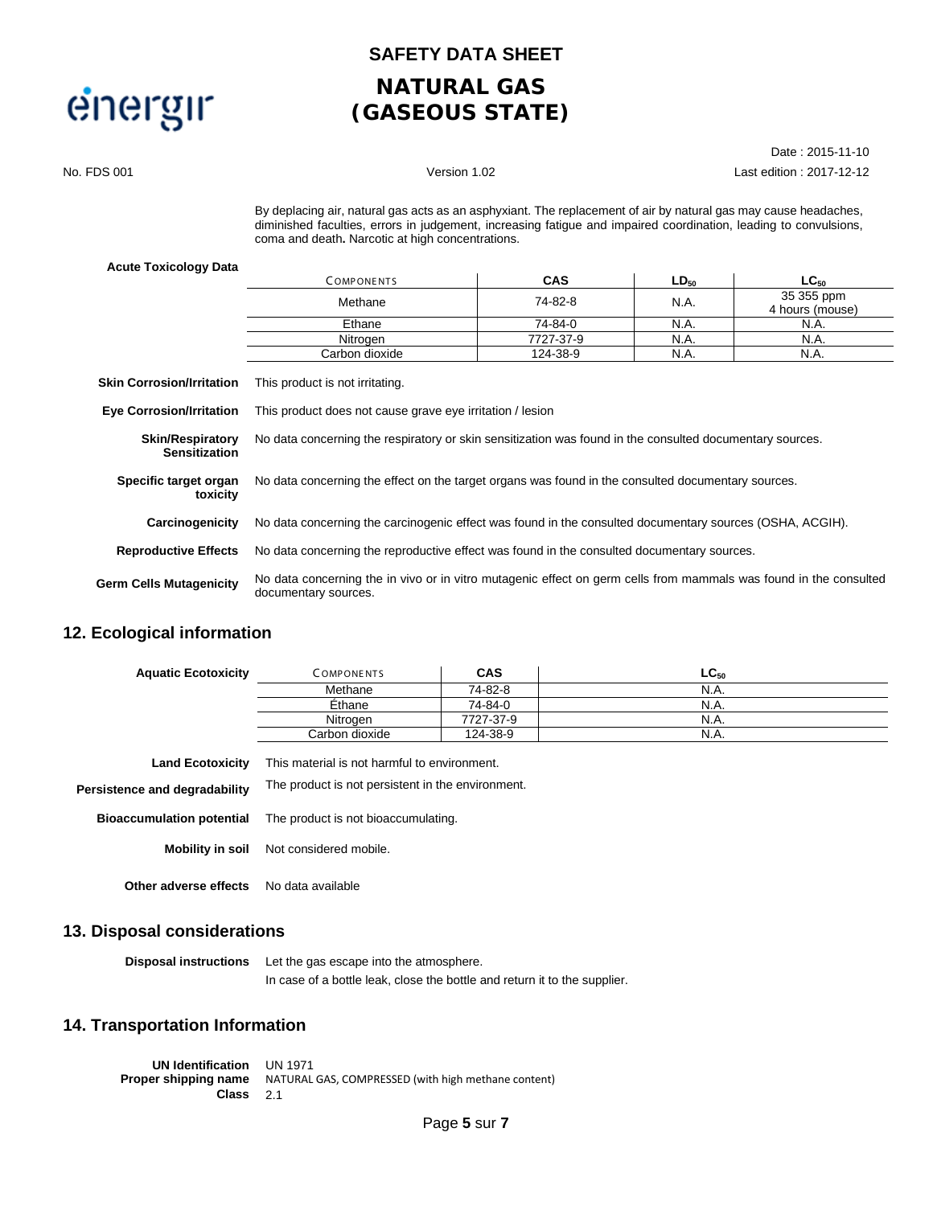By deplacing air, natural gas acts as an asphyxiant. The replacement of air by natural gas may cause headaches, diminished faculties, errors in judgement, increasing fatigue and impaired coordination, leading to convulsions, coma and death**.** Narcotic at high concentrations.

**Acute Toxicology Data**

| COMPONENTS | CAS | $LD_{50}$ | $LC_{50}$ |
| --- | --- | --- | --- |
| Methane | 74-82-8 | N.A. | 35 355 ppm 4 hours (mouse) |
| Ethane | 74-84-0 | N.A. | N.A. |
| Nitrogen | 7727-37-9 | N.A. | N.A. |
| Carbon dioxide | 124-38-9 | N.A. | N.A. |

**Skin Corrosion/Irritation** This product is not irritating.

**Eye Corrosion/Irritation** This product does not cause grave eye irritation / lesion

**Skin/Respiratory Sensitization** No data concerning the respiratory or skin sensitization was found in the consulted documentary sources.

**Specific target organ toxicity** No data concerning the effect on the target organs was found in the consulted documentary sources.

**Carcinogenicity** No data concerning the carcinogenic effect was found in the consulted documentary sources (OSHA, ACGIH).

**Reproductive Effects** No data concerning the reproductive effect was found in the consulted documentary sources.

**Germ Cells Mutagenicity** No data concerning the in vivo or in vitro mutagenic effect on germ cells from mammals was found in the consulted documentary sources.

## 12. Ecological information

**Aquatic Ecotoxicity**

| COMPONENTS | CAS | $LC_{50}$ |
| --- | --- | --- |
| Methane | 74-82-8 | N.A. |
| Éthane | 74-84-0 | N.A. |
| Nitrogen | 7727-37-9 | N.A. |
| Carbon dioxide | 124-38-9 | N.A. |

**Land Ecotoxicity** This material is not harmful to environment.

**Persistence and degradability** The product is not persistent in the environment.

**Bioaccumulation potential** The product is not bioaccumulating.

**Mobility in soil** Not considered mobile.

**Other adverse effects** No data available

## 13. Disposal considerations

**Disposal instructions** Let the gas escape into the atmosphere.
In case of a bottle leak, close the bottle and return it to the supplier.

## 14. Transportation Information

**UN Identification** UN 1971
**Proper shipping name** NATURAL GAS, COMPRESSED (with high methane content)
**Class** 2.1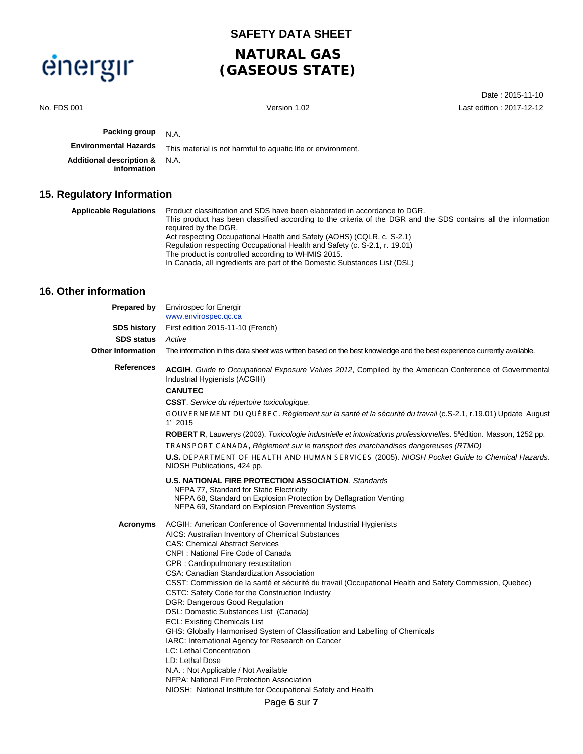| | |
|---|---|
| **Packing group** | N.A. |
| **Environmental Hazards** | This material is not harmful to aquatic life or environment. |
| **Additional description & information** | N.A. |

## 15. Regulatory Information

**Applicable Regulations**

Product classification and SDS have been elaborated in accordance to DGR.
This product has been classified according to the criteria of the DGR and the SDS contains all the information required by the DGR.
Act respecting Occupational Health and Safety (AOHS) (CQLR, c. S-2.1)
Regulation respecting Occupational Health and Safety (c. S-2.1, r. 19.01)
The product is controlled according to WHMIS 2015.
In Canada, all ingredients are part of the Domestic Substances List (DSL)

## 16. Other information

**Prepared by** Envirospec for Energir
www.envirospec.qc.ca

**SDS history** First edition 2015-11-10 (French)

**SDS status** *Active*

**Other Information** The information in this data sheet was written based on the best knowledge and the best experience currently available.

**References**

**ACGIH**. *Guide to Occupational Exposure Values 2012*, Compiled by the American Conference of Governmental Industrial Hygienists (ACGIH)

**CANUTEC**

**CSST**. *Service du répertoire toxicologique*.

GOUVERNEMENT DU QUÉBEC. *Règlement sur la santé et la sécurité du travail* (c.S-2.1, r.19.01) Update August 1st 2015

**ROBERT R**, Lauwerys (2003). *Toxicologie industrielle et intoxications professionnelles*. 5eédition. Masson, 1252 pp.

TRANSPORT CANADA**,** *Règlement sur le transport des marchandises dangereuses (RTMD)*

**U.S.** DEPARTMENT OF HEALTH AND HUMAN SERVICES (2005). *NIOSH Pocket Guide to Chemical Hazards*. NIOSH Publications, 424 pp.

**U.S. NATIONAL FIRE PROTECTION ASSOCIATION**. *Standards*
- NFPA 77, Standard for Static Electricity
- NFPA 68, Standard on Explosion Protection by Deflagration Venting
- NFPA 69, Standard on Explosion Prevention Systems

**Acronyms**

ACGIH: American Conference of Governmental Industrial Hygienists
AICS: Australian Inventory of Chemical Substances
CAS: Chemical Abstract Services
CNPI : National Fire Code of Canada
CPR : Cardiopulmonary resuscitation
CSA: Canadian Standardization Association
CSST: Commission de la santé et sécurité du travail (Occupational Health and Safety Commission, Quebec)
CSTC: Safety Code for the Construction Industry
DGR: Dangerous Good Regulation
DSL: Domestic Substances List (Canada)
ECL: Existing Chemicals List
GHS: Globally Harmonised System of Classification and Labelling of Chemicals
IARC: International Agency for Research on Cancer
LC: Lethal Concentration
LD: Lethal Dose
N.A. : Not Applicable / Not Available
NFPA: National Fire Protection Association
NIOSH: National Institute for Occupational Safety and Health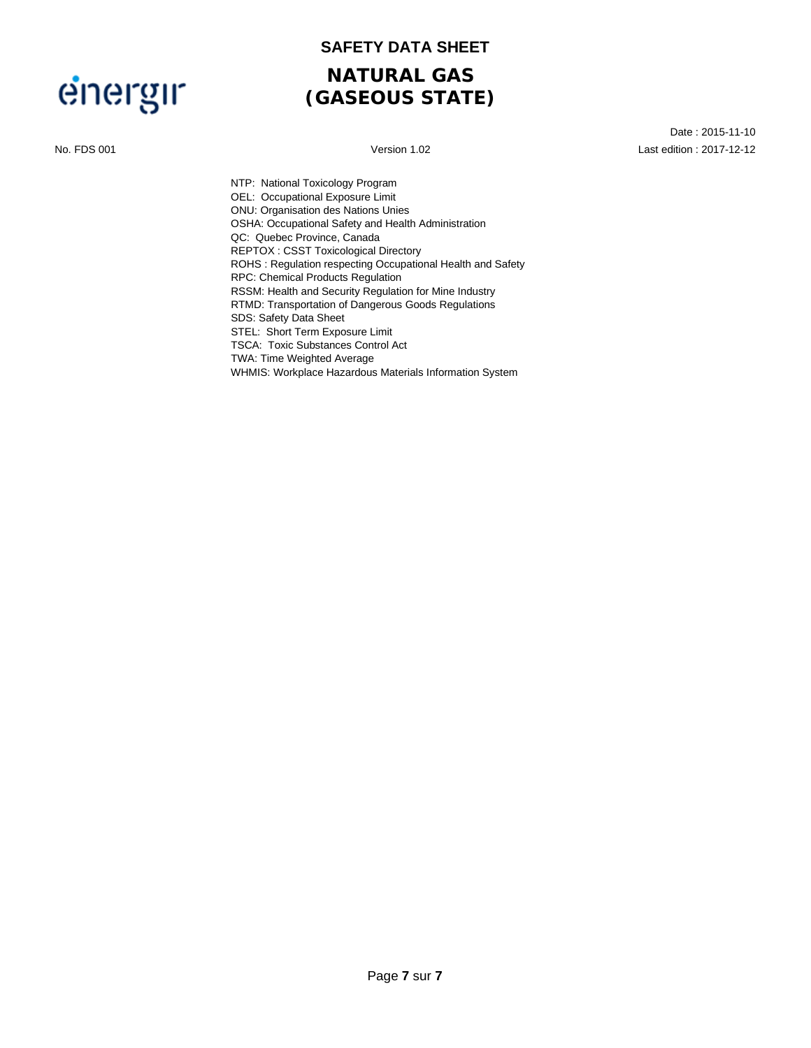NTP: National Toxicology Program
OEL: Occupational Exposure Limit
ONU: Organisation des Nations Unies
OSHA: Occupational Safety and Health Administration
QC: Quebec Province, Canada
REPTOX : CSST Toxicological Directory
ROHS : Regulation respecting Occupational Health and Safety
RPC: Chemical Products Regulation
RSSM: Health and Security Regulation for Mine Industry
RTMD: Transportation of Dangerous Goods Regulations
SDS: Safety Data Sheet
STEL: Short Term Exposure Limit
TSCA: Toxic Substances Control Act
TWA: Time Weighted Average
WHMIS: Workplace Hazardous Materials Information System